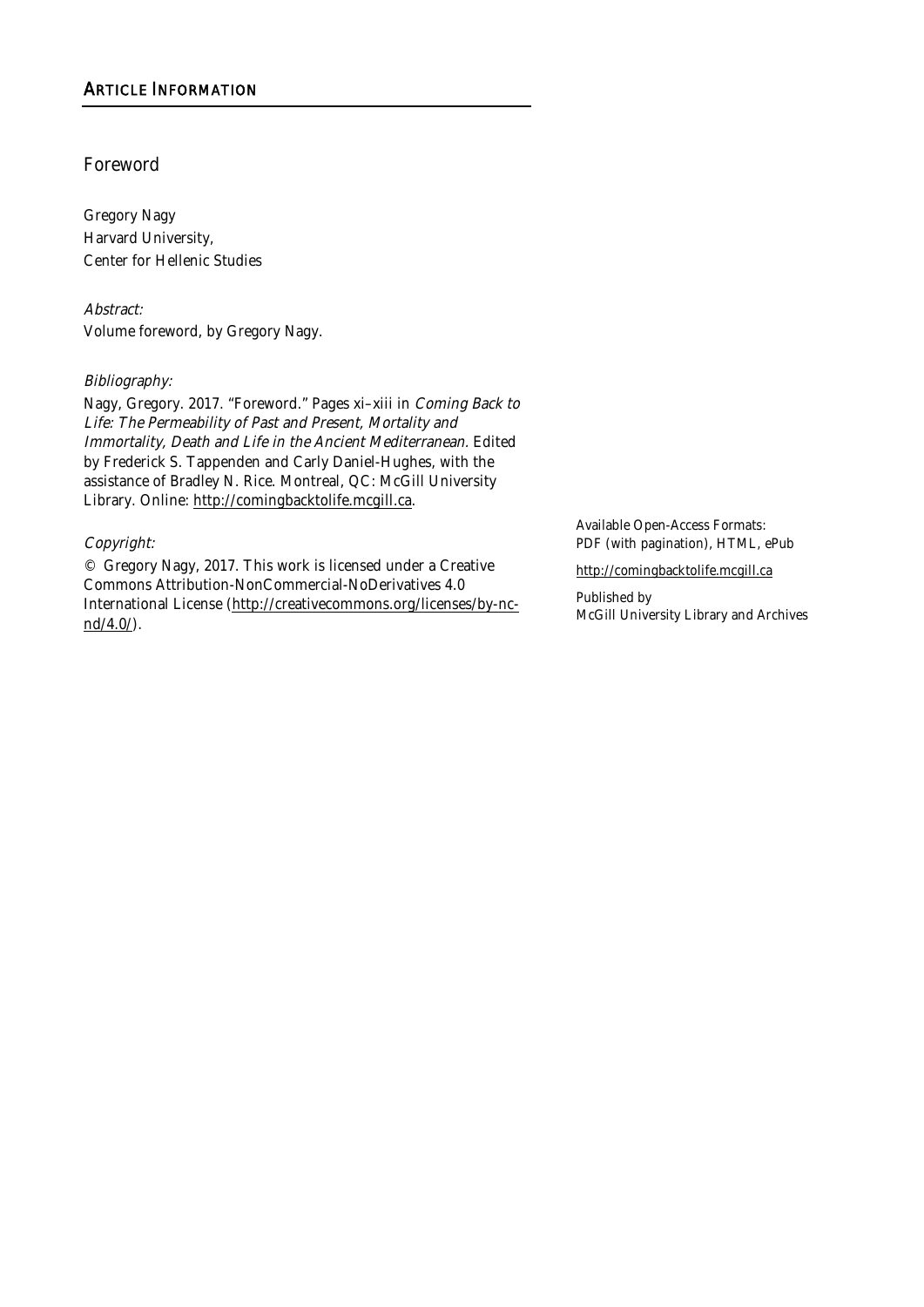## Article Information

### Foreword

Gregory Nagy
Harvard University,
Center for Hellenic Studies

*Abstract:*
Volume foreword, by Gregory Nagy.

*Bibliography:*
Nagy, Gregory. 2017. "Foreword." Pages xi–xiii in *Coming Back to Life: The Permeability of Past and Present, Mortality and Immortality, Death and Life in the Ancient Mediterranean.* Edited by Frederick S. Tappenden and Carly Daniel-Hughes, with the assistance of Bradley N. Rice. Montreal, QC: McGill University Library. Online: http://comingbacktolife.mcgill.ca.

*Copyright:*
© Gregory Nagy, 2017. This work is licensed under a Creative Commons Attribution-NonCommercial-NoDerivatives 4.0 International License (http://creativecommons.org/licenses/by-nc-nd/4.0/).

Available Open-Access Formats:
PDF (with pagination), HTML, ePub

http://comingbacktolife.mcgill.ca

Published by
McGill University Library and Archives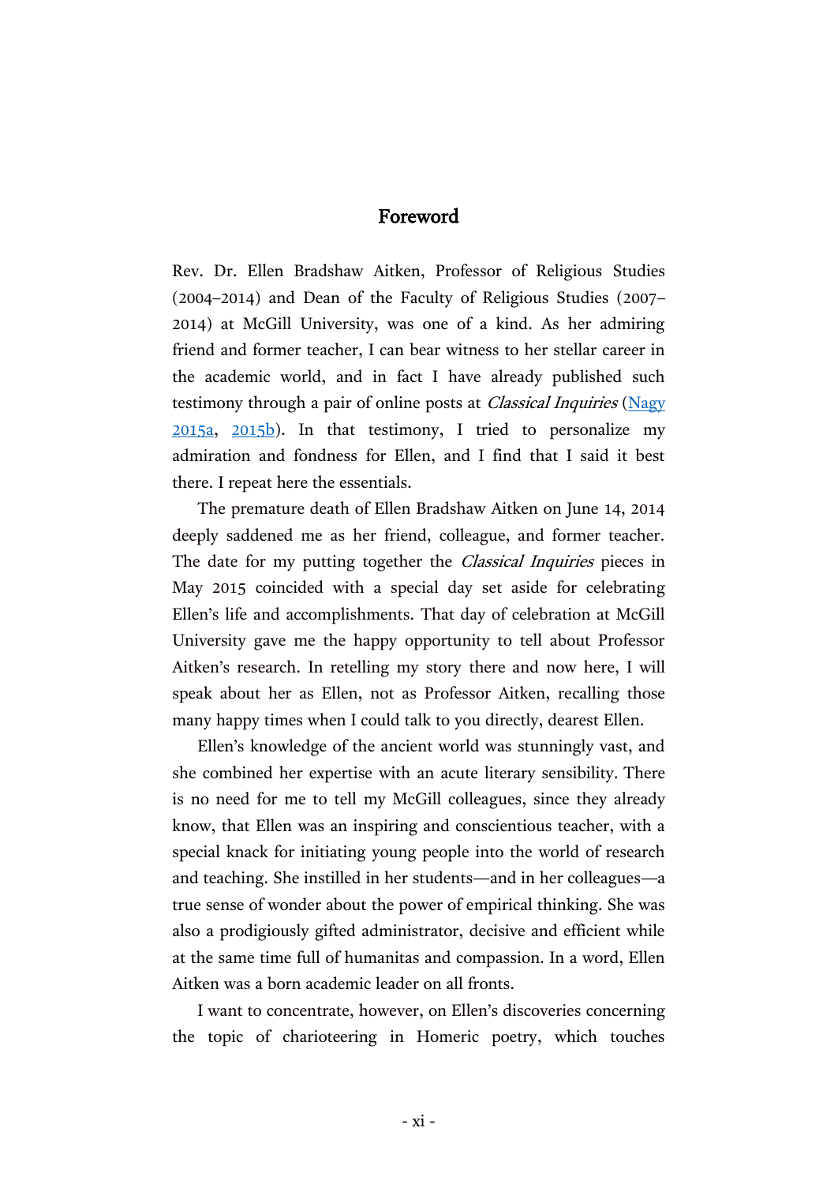## Foreword

Rev. Dr. Ellen Bradshaw Aitken, Professor of Religious Studies (2004–2014) and Dean of the Faculty of Religious Studies (2007–2014) at McGill University, was one of a kind. As her admiring friend and former teacher, I can bear witness to her stellar career in the academic world, and in fact I have already published such testimony through a pair of online posts at *Classical Inquiries* (Nagy 2015a, 2015b). In that testimony, I tried to personalize my admiration and fondness for Ellen, and I find that I said it best there. I repeat here the essentials.

The premature death of Ellen Bradshaw Aitken on June 14, 2014 deeply saddened me as her friend, colleague, and former teacher. The date for my putting together the *Classical Inquiries* pieces in May 2015 coincided with a special day set aside for celebrating Ellen's life and accomplishments. That day of celebration at McGill University gave me the happy opportunity to tell about Professor Aitken's research. In retelling my story there and now here, I will speak about her as Ellen, not as Professor Aitken, recalling those many happy times when I could talk to you directly, dearest Ellen.

Ellen's knowledge of the ancient world was stunningly vast, and she combined her expertise with an acute literary sensibility. There is no need for me to tell my McGill colleagues, since they already know, that Ellen was an inspiring and conscientious teacher, with a special knack for initiating young people into the world of research and teaching. She instilled in her students—and in her colleagues—a true sense of wonder about the power of empirical thinking. She was also a prodigiously gifted administrator, decisive and efficient while at the same time full of humanitas and compassion. In a word, Ellen Aitken was a born academic leader on all fronts.

I want to concentrate, however, on Ellen's discoveries concerning the topic of charioteering in Homeric poetry, which touches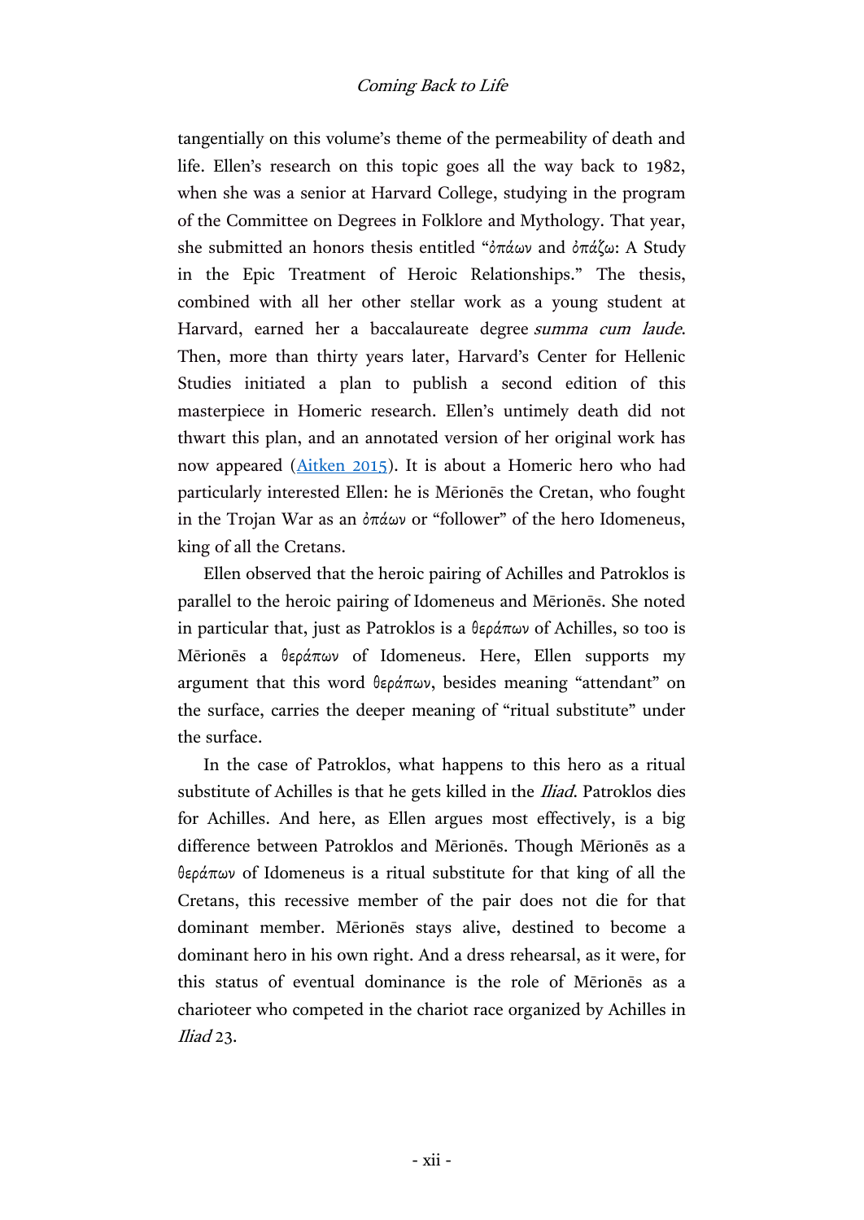tangentially on this volume's theme of the permeability of death and life. Ellen's research on this topic goes all the way back to 1982, when she was a senior at Harvard College, studying in the program of the Committee on Degrees in Folklore and Mythology. That year, she submitted an honors thesis entitled "ὀπάων and ὀπάζω: A Study in the Epic Treatment of Heroic Relationships." The thesis, combined with all her other stellar work as a young student at Harvard, earned her a baccalaureate degree *summa cum laude*. Then, more than thirty years later, Harvard's Center for Hellenic Studies initiated a plan to publish a second edition of this masterpiece in Homeric research. Ellen's untimely death did not thwart this plan, and an annotated version of her original work has now appeared (Aitken 2015). It is about a Homeric hero who had particularly interested Ellen: he is Mēriones the Cretan, who fought in the Trojan War as an ὀπάων or "follower" of the hero Idomeneus, king of all the Cretans.

Ellen observed that the heroic pairing of Achilles and Patroklos is parallel to the heroic pairing of Idomeneus and Mēriones. She noted in particular that, just as Patroklos is a θεράπων of Achilles, so too is Mēriones a θεράπων of Idomeneus. Here, Ellen supports my argument that this word θεράπων, besides meaning "attendant" on the surface, carries the deeper meaning of "ritual substitute" under the surface.

In the case of Patroklos, what happens to this hero as a ritual substitute of Achilles is that he gets killed in the *Iliad*. Patroklos dies for Achilles. And here, as Ellen argues most effectively, is a big difference between Patroklos and Mēriones. Though Mēriones as a θεράπων of Idomeneus is a ritual substitute for that king of all the Cretans, this recessive member of the pair does not die for that dominant member. Mēriones stays alive, destined to become a dominant hero in his own right. And a dress rehearsal, as it were, for this status of eventual dominance is the role of Mēriones as a charioteer who competed in the chariot race organized by Achilles in *Iliad* 23.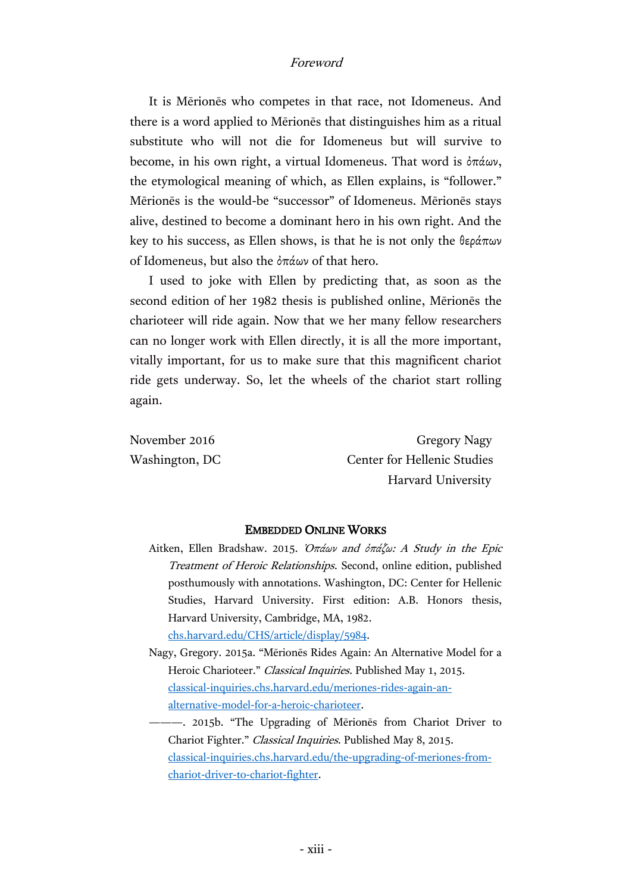It is Mēriones who competes in that race, not Idomeneus. And there is a word applied to Mēriones that distinguishes him as a ritual substitute who will not die for Idomeneus but will survive to become, in his own right, a virtual Idomeneus. That word is *ὀπάων*, the etymological meaning of which, as Ellen explains, is "follower." Mēriones is the would-be "successor" of Idomeneus. Mēriones stays alive, destined to become a dominant hero in his own right. And the key to his success, as Ellen shows, is that he is not only the θεράπων of Idomeneus, but also the *ὀπάων* of that hero.

I used to joke with Ellen by predicting that, as soon as the second edition of her 1982 thesis is published online, Mēriones the charioteer will ride again. Now that we her many fellow researchers can no longer work with Ellen directly, it is all the more important, vitally important, for us to make sure that this magnificent chariot ride gets underway. So, let the wheels of the chariot start rolling again.

November 2016
Washington, DC

Gregory Nagy
Center for Hellenic Studies
Harvard University

## Embedded Online Works

Aitken, Ellen Bradshaw. 2015. *Ὀπάων and ὀπάζω: A Study in the Epic Treatment of Heroic Relationships*. Second, online edition, published posthumously with annotations. Washington, DC: Center for Hellenic Studies, Harvard University. First edition: A.B. Honors thesis, Harvard University, Cambridge, MA, 1982. chs.harvard.edu/CHS/article/display/5984.

Nagy, Gregory. 2015a. "Mēriones Rides Again: An Alternative Model for a Heroic Charioteer." *Classical Inquiries*. Published May 1, 2015. classical-inquiries.chs.harvard.edu/meriones-rides-again-an-alternative-model-for-a-heroic-charioteer.

———. 2015b. "The Upgrading of Mēriones from Chariot Driver to Chariot Fighter." *Classical Inquiries*. Published May 8, 2015. classical-inquiries.chs.harvard.edu/the-upgrading-of-meriones-from-chariot-driver-to-chariot-fighter.